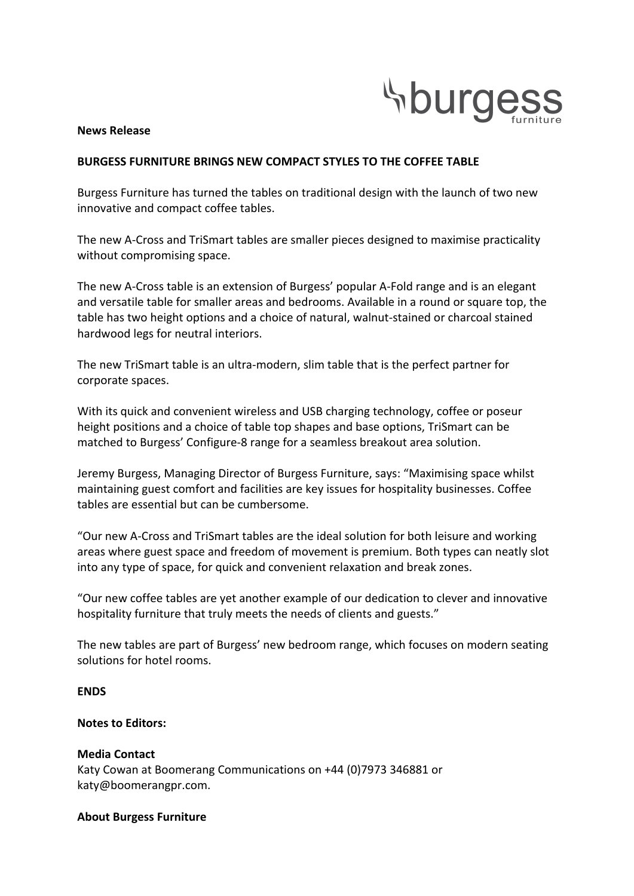**News Release**

**BURGESS FURNITURE BRINGS NEW COMPACT STYLES TO THE COFFEE TABLE**

Burgess Furniture has turned the tables on traditional design with the launch of two new innovative and compact coffee tables.

The new A-Cross and TriSmart tables are smaller pieces designed to maximise practicality without compromising space.

The new A-Cross table is an extension of Burgess' popular A-Fold range and is an elegant and versatile table for smaller areas and bedrooms. Available in a round or square top, the table has two height options and a choice of natural, walnut-stained or charcoal stained hardwood legs for neutral interiors.

The new TriSmart table is an ultra-modern, slim table that is the perfect partner for corporate spaces.

With its quick and convenient wireless and USB charging technology, coffee or poseur height positions and a choice of table top shapes and base options, TriSmart can be matched to Burgess' Configure-8 range for a seamless breakout area solution.

Jeremy Burgess, Managing Director of Burgess Furniture, says: "Maximising space whilst maintaining guest comfort and facilities are key issues for hospitality businesses. Coffee tables are essential but can be cumbersome.

"Our new A-Cross and TriSmart tables are the ideal solution for both leisure and working areas where guest space and freedom of movement is premium. Both types can neatly slot into any type of space, for quick and convenient relaxation and break zones.

"Our new coffee tables are yet another example of our dedication to clever and innovative hospitality furniture that truly meets the needs of clients and guests."

The new tables are part of Burgess' new bedroom range, which focuses on modern seating solutions for hotel rooms.

**ENDS**

**Notes to Editors:**

**Media Contact**
Katy Cowan at Boomerang Communications on +44 (0)7973 346881 or katy@boomerangpr.com.

**About Burgess Furniture**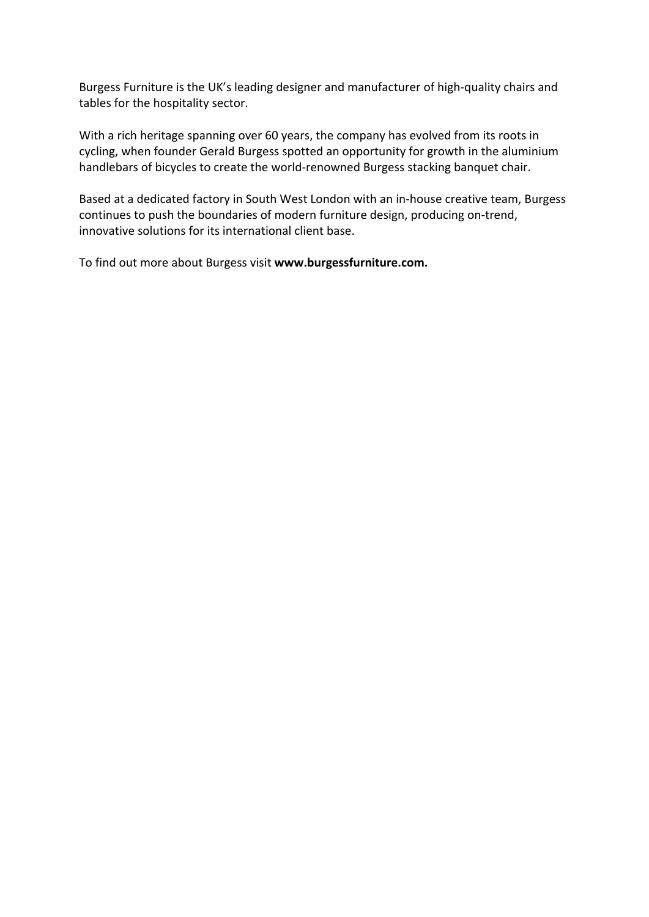Burgess Furniture is the UK's leading designer and manufacturer of high-quality chairs and tables for the hospitality sector.

With a rich heritage spanning over 60 years, the company has evolved from its roots in cycling, when founder Gerald Burgess spotted an opportunity for growth in the aluminium handlebars of bicycles to create the world-renowned Burgess stacking banquet chair.

Based at a dedicated factory in South West London with an in-house creative team, Burgess continues to push the boundaries of modern furniture design, producing on-trend, innovative solutions for its international client base.

To find out more about Burgess visit **www.burgessfurniture.com.**